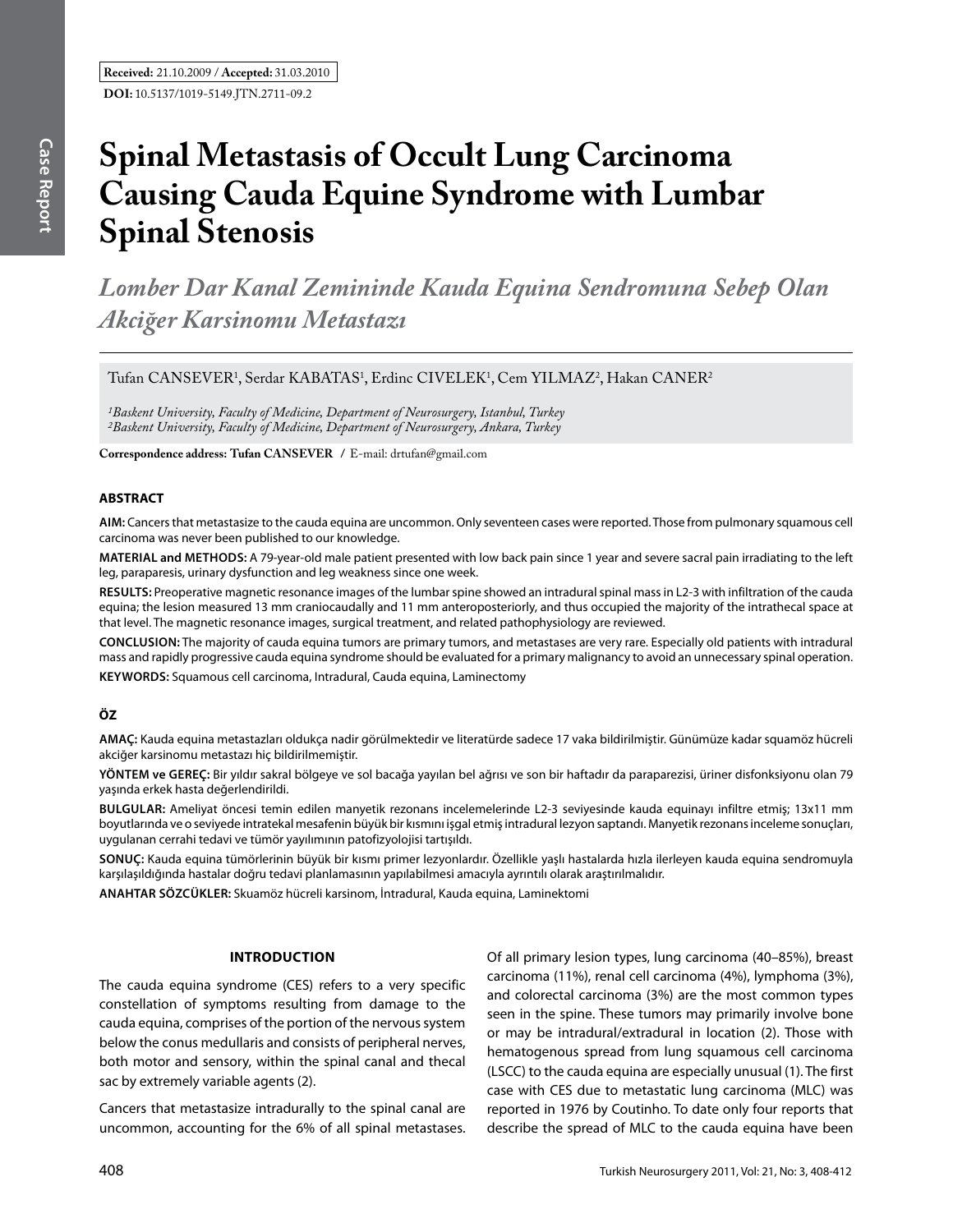**Received:** 21.10.2009 / **Accepted:** 31.03.2010

**DOI:** 10.5137/1019-5149.JTN.2711-09.2

Case Report

# Spinal Metastasis of Occult Lung Carcinoma Causing Cauda Equine Syndrome with Lumbar Spinal Stenosis

## *Lomber Dar Kanal Zemininde Kauda Equina Sendromuna Sebep Olan Akciğer Karsinomu Metastazı*

Tufan CANSEVER[1], Serdar KABATAS[1], Erdinc CIVELEK[1], Cem YILMAZ[2], Hakan CANER[2]

*[1]Baskent University, Faculty of Medicine, Department of Neurosurgery, Istanbul, Turkey*
*[2]Baskent University, Faculty of Medicine, Department of Neurosurgery, Ankara, Turkey*

**Correspondence address: Tufan CANSEVER /** E-mail: drtufan@gmail.com

### ABSTRACT

**AIM:** Cancers that metastasize to the cauda equina are uncommon. Only seventeen cases were reported. Those from pulmonary squamous cell carcinoma was never been published to our knowledge.

**MATERIAL and METHODS:** A 79-year-old male patient presented with low back pain since 1 year and severe sacral pain irradiating to the left leg, paraparesis, urinary dysfunction and leg weakness since one week.

**RESULTS:** Preoperative magnetic resonance images of the lumbar spine showed an intradural spinal mass in L2-3 with infiltration of the cauda equina; the lesion measured 13 mm craniocaudally and 11 mm anteroposteriorly, and thus occupied the majority of the intrathecal space at that level. The magnetic resonance images, surgical treatment, and related pathophysiology are reviewed.

**CONCLUSION:** The majority of cauda equina tumors are primary tumors, and metastases are very rare. Especially old patients with intradural mass and rapidly progressive cauda equina syndrome should be evaluated for a primary malignancy to avoid an unnecessary spinal operation.

**KEYWORDS:** Squamous cell carcinoma, Intradural, Cauda equina, Laminectomy

### ÖZ

**AMAÇ:** Kauda equina metastazları oldukça nadir görülmektedir ve literatürde sadece 17 vaka bildirilmiştir. Günümüze kadar squamöz hücreli akciğer karsinomu metastazı hiç bildirilmemiştir.

**YÖNTEM ve GEREÇ:** Bir yıldır sakral bölgeye ve sol bacağa yayılan bel ağrısı ve son bir haftadır da paraparezisi, üriner disfonksiyonu olan 79 yaşında erkek hasta değerlendirildi.

**BULGULAR:** Ameliyat öncesi temin edilen manyetik rezonans incelemelerinde L2-3 seviyesinde kauda equinayı infiltre etmiş; 13x11 mm boyutlarında ve o seviyede intratekal mesafenin büyük bir kısmını işgal etmiş intradural lezyon saptandı. Manyetik rezonans inceleme sonuçları, uygulanan cerrahi tedavi ve tümör yayılımının patofizyolojisi tartışıldı.

**SONUÇ:** Kauda equina tümörlerinin büyük bir kısmı primer lezyonlardır. Özellikle yaşlı hastalarda hızla ilerleyen kauda equina sendromuyla karşılaşıldığında hastalar doğru tedavi planlamasının yapılabilmesi amacıyla ayrıntılı olarak araştırılmalıdır.

**ANAHTAR SÖZCÜKLER:** Skuamöz hücreli karsinom, İntradural, Kauda equina, Laminektomi

### INTRODUCTION

The cauda equina syndrome (CES) refers to a very specific constellation of symptoms resulting from damage to the cauda equina, comprises of the portion of the nervous system below the conus medullaris and consists of peripheral nerves, both motor and sensory, within the spinal canal and thecal sac by extremely variable agents (2).

Cancers that metastasize intradurally to the spinal canal are uncommon, accounting for the 6% of all spinal metastases. Of all primary lesion types, lung carcinoma (40–85%), breast carcinoma (11%), renal cell carcinoma (4%), lymphoma (3%), and colorectal carcinoma (3%) are the most common types seen in the spine. These tumors may primarily involve bone or may be intradural/extradural in location (2). Those with hematogenous spread from lung squamous cell carcinoma (LSCC) to the cauda equina are especially unusual (1). The first case with CES due to metastatic lung carcinoma (MLC) was reported in 1976 by Coutinho. To date only four reports that describe the spread of MLC to the cauda equina have been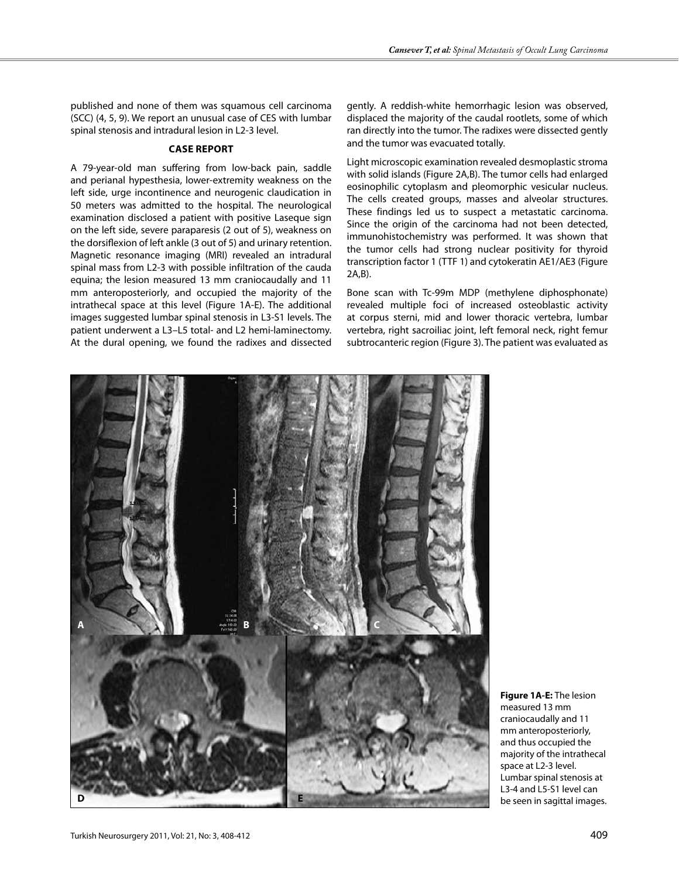published and none of them was squamous cell carcinoma (SCC) (4, 5, 9). We report an unusual case of CES with lumbar spinal stenosis and intradural lesion in L2-3 level.

## CASE REPORT

A 79-year-old man suffering from low-back pain, saddle and perianal hypesthesia, lower-extremity weakness on the left side, urge incontinence and neurogenic claudication in 50 meters was admitted to the hospital. The neurological examination disclosed a patient with positive Laseque sign on the left side, severe paraparesis (2 out of 5), weakness on the dorsiflexion of left ankle (3 out of 5) and urinary retention. Magnetic resonance imaging (MRI) revealed an intradural spinal mass from L2-3 with possible infiltration of the cauda equina; the lesion measured 13 mm craniocaudally and 11 mm anteroposteriorly, and occupied the majority of the intrathecal space at this level (Figure 1A-E). The additional images suggested lumbar spinal stenosis in L3-S1 levels. The patient underwent a L3–L5 total- and L2 hemi-laminectomy. At the dural opening, we found the radixes and dissected gently. A reddish-white hemorrhagic lesion was observed, displaced the majority of the caudal rootlets, some of which ran directly into the tumor. The radixes were dissected gently and the tumor was evacuated totally.

Light microscopic examination revealed desmoplastic stroma with solid islands (Figure 2A,B). The tumor cells had enlarged eosinophilic cytoplasm and pleomorphic vesicular nucleus. The cells created groups, masses and alveolar structures. These findings led us to suspect a metastatic carcinoma. Since the origin of the carcinoma had not been detected, immunohistochemistry was performed. It was shown that the tumor cells had strong nuclear positivity for thyroid transcription factor 1 (TTF 1) and cytokeratin AE1/AE3 (Figure 2A,B).

Bone scan with Tc-99m MDP (methylene diphosphonate) revealed multiple foci of increased osteoblastic activity at corpus sterni, mid and lower thoracic vertebra, lumbar vertebra, right sacroiliac joint, left femoral neck, right femur subtrocanteric region (Figure 3). The patient was evaluated as

**Figure 1A-E:** The lesion measured 13 mm craniocaudally and 11 mm anteroposteriorly, and thus occupied the majority of the intrathecal space at L2-3 level. Lumbar spinal stenosis at L3-4 and L5-S1 level can be seen in sagittal images.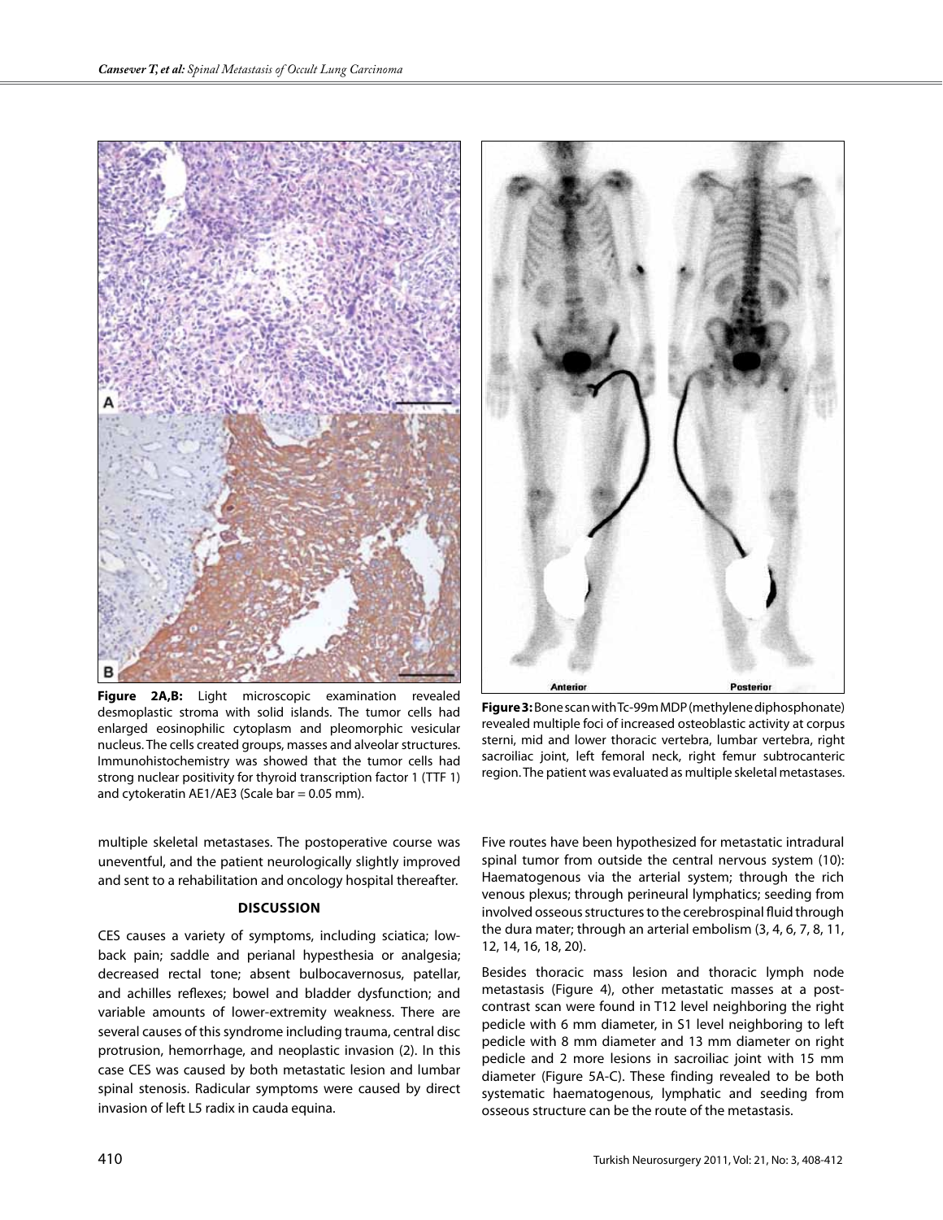**Figure 2A,B:** Light microscopic examination revealed desmoplastic stroma with solid islands. The tumor cells had enlarged eosinophilic cytoplasm and pleomorphic vesicular nucleus. The cells created groups, masses and alveolar structures. Immunohistochemistry was showed that the tumor cells had strong nuclear positivity for thyroid transcription factor 1 (TTF 1) and cytokeratin AE1/AE3 (Scale bar = 0.05 mm).

**Figure 3:** Bone scan with Tc-99m MDP (methylene diphosphonate) revealed multiple foci of increased osteoblastic activity at corpus sterni, mid and lower thoracic vertebra, lumbar vertebra, right sacroiliac joint, left femoral neck, right femur subtrocanteric region. The patient was evaluated as multiple skeletal metastases.

multiple skeletal metastases. The postoperative course was uneventful, and the patient neurologically slightly improved and sent to a rehabilitation and oncology hospital thereafter.

## DISCUSSION

CES causes a variety of symptoms, including sciatica; low-back pain; saddle and perianal hypesthesia or analgesia; decreased rectal tone; absent bulbocavernosus, patellar, and achilles reflexes; bowel and bladder dysfunction; and variable amounts of lower-extremity weakness. There are several causes of this syndrome including trauma, central disc protrusion, hemorrhage, and neoplastic invasion (2). In this case CES was caused by both metastatic lesion and lumbar spinal stenosis. Radicular symptoms were caused by direct invasion of left L5 radix in cauda equina.

Five routes have been hypothesized for metastatic intradural spinal tumor from outside the central nervous system (10): Haematogenous via the arterial system; through the rich venous plexus; through perineural lymphatics; seeding from involved osseous structures to the cerebrospinal fluid through the dura mater; through an arterial embolism (3, 4, 6, 7, 8, 11, 12, 14, 16, 18, 20).

Besides thoracic mass lesion and thoracic lymph node metastasis (Figure 4), other metastatic masses at a post-contrast scan were found in T12 level neighboring the right pedicle with 6 mm diameter, in S1 level neighboring to left pedicle with 8 mm diameter and 13 mm diameter on right pedicle and 2 more lesions in sacroiliac joint with 15 mm diameter (Figure 5A-C). These finding revealed to be both systematic haematogenous, lymphatic and seeding from osseous structure can be the route of the metastasis.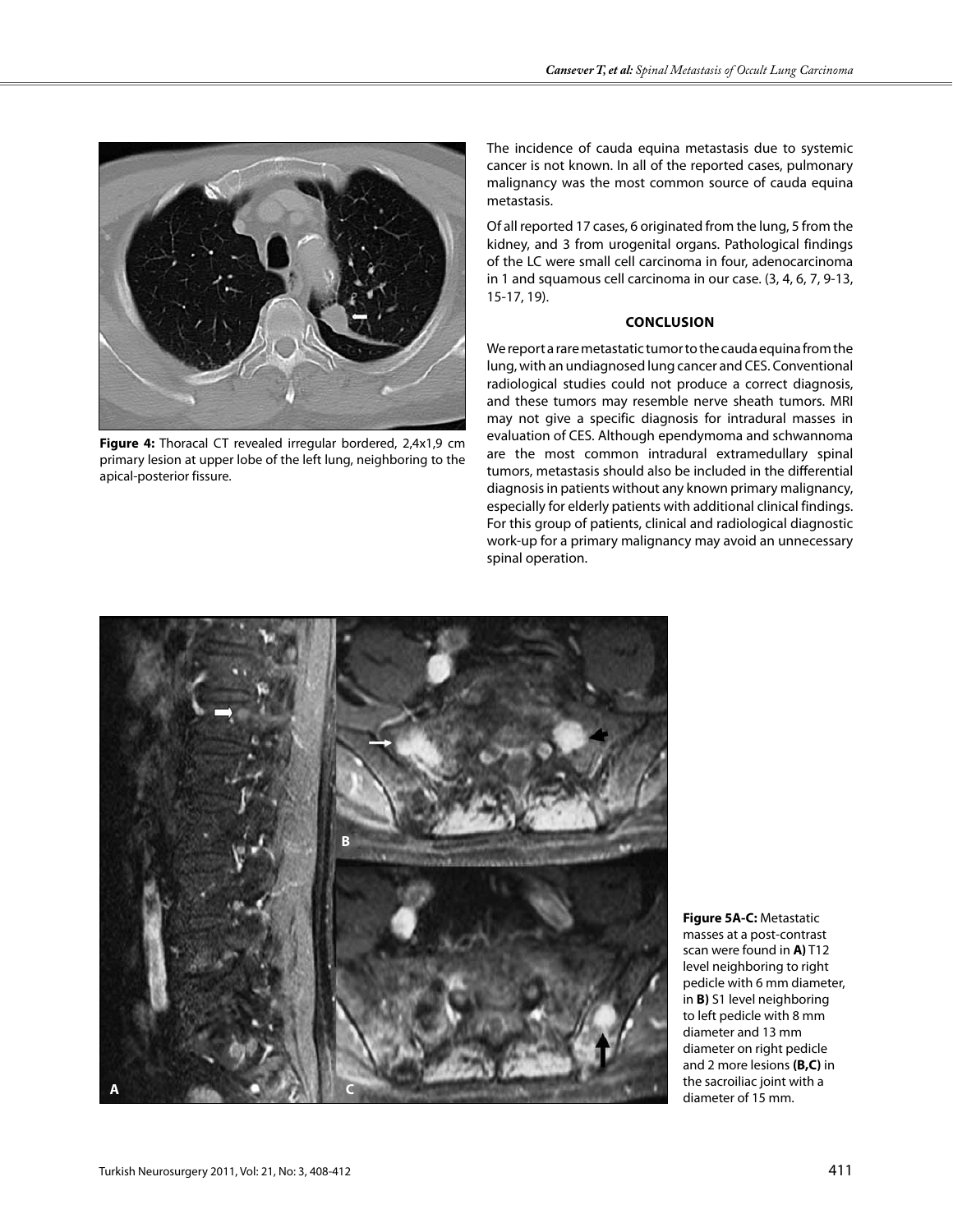Figure 4: Thoracal CT revealed irregular bordered, 2,4x1,9 cm primary lesion at upper lobe of the left lung, neighboring to the apical-posterior fissure.

The incidence of cauda equina metastasis due to systemic cancer is not known. In all of the reported cases, pulmonary malignancy was the most common source of cauda equina metastasis.

Of all reported 17 cases, 6 originated from the lung, 5 from the kidney, and 3 from urogenital organs. Pathological findings of the LC were small cell carcinoma in four, adenocarcinoma in 1 and squamous cell carcinoma in our case. (3, 4, 6, 7, 9-13, 15-17, 19).

## CONCLUSION

We report a rare metastatic tumor to the cauda equina from the lung, with an undiagnosed lung cancer and CES. Conventional radiological studies could not produce a correct diagnosis, and these tumors may resemble nerve sheath tumors. MRI may not give a specific diagnosis for intradural masses in evaluation of CES. Although ependymoma and schwannoma are the most common intradural extramedullary spinal tumors, metastasis should also be included in the differential diagnosis in patients without any known primary malignancy, especially for elderly patients with additional clinical findings. For this group of patients, clinical and radiological diagnostic work-up for a primary malignancy may avoid an unnecessary spinal operation.

**Figure 5A-C:** Metastatic masses at a post-contrast scan were found in **A)** T12 level neighboring to right pedicle with 6 mm diameter, in **B)** S1 level neighboring to left pedicle with 8 mm diameter and 13 mm diameter on right pedicle and 2 more lesions **(B,C)** in the sacroiliac joint with a diameter of 15 mm.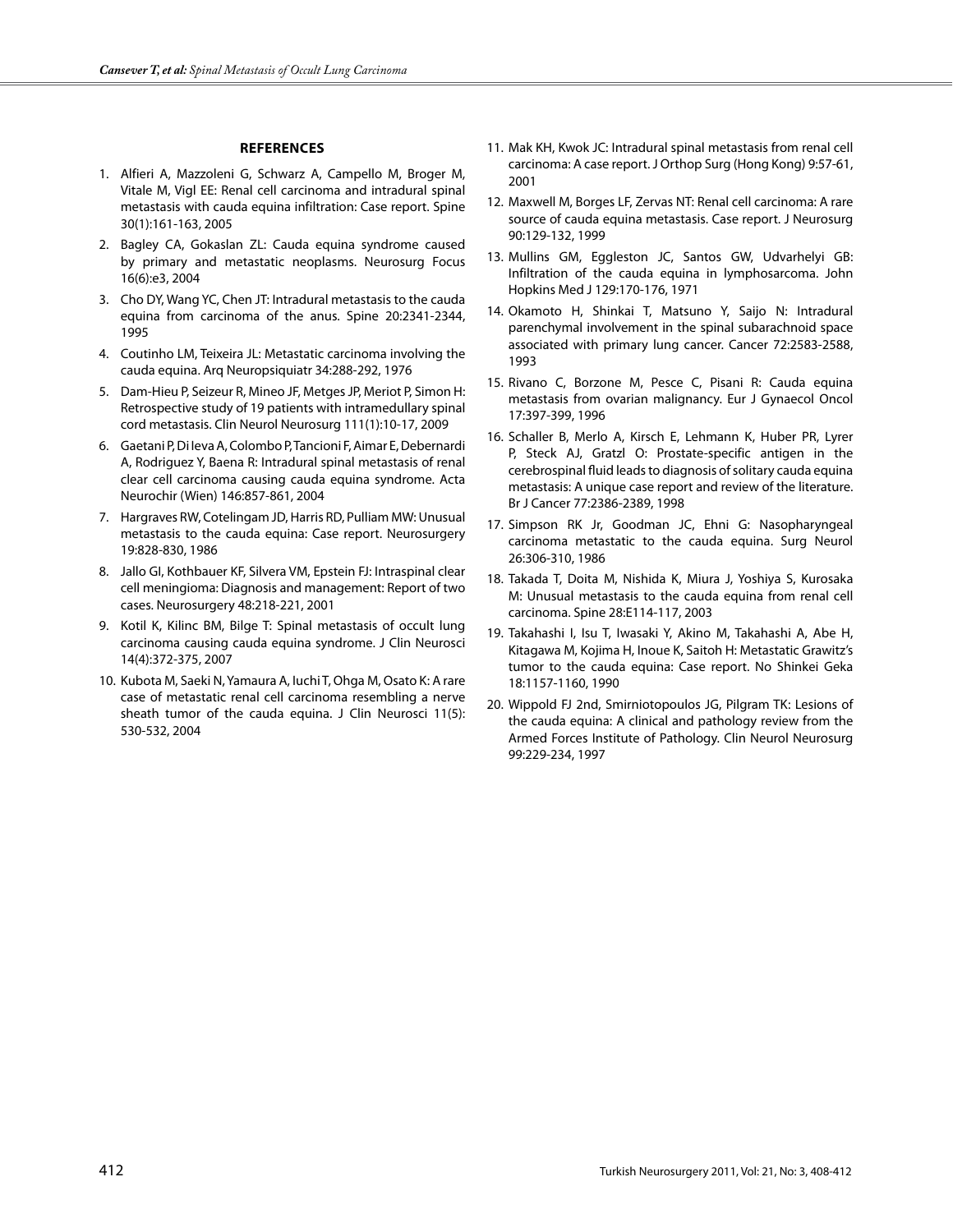## REFERENCES

1. Alfieri A, Mazzoleni G, Schwarz A, Campello M, Broger M, Vitale M, Vigl EE: Renal cell carcinoma and intradural spinal metastasis with cauda equina infiltration: Case report. Spine 30(1):161-163, 2005
2. Bagley CA, Gokaslan ZL: Cauda equina syndrome caused by primary and metastatic neoplasms. Neurosurg Focus 16(6):e3, 2004
3. Cho DY, Wang YC, Chen JT: Intradural metastasis to the cauda equina from carcinoma of the anus. Spine 20:2341-2344, 1995
4. Coutinho LM, Teixeira JL: Metastatic carcinoma involving the cauda equina. Arq Neuropsiquiatr 34:288-292, 1976
5. Dam-Hieu P, Seizeur R, Mineo JF, Metges JP, Meriot P, Simon H: Retrospective study of 19 patients with intramedullary spinal cord metastasis. Clin Neurol Neurosurg 111(1):10-17, 2009
6. Gaetani P, Di Ieva A, Colombo P, Tancioni F, Aimar E, Debernardi A, Rodriguez Y, Baena R: Intradural spinal metastasis of renal clear cell carcinoma causing cauda equina syndrome. Acta Neurochir (Wien) 146:857-861, 2004
7. Hargraves RW, Cotelingam JD, Harris RD, Pulliam MW: Unusual metastasis to the cauda equina: Case report. Neurosurgery 19:828-830, 1986
8. Jallo GI, Kothbauer KF, Silvera VM, Epstein FJ: Intraspinal clear cell meningioma: Diagnosis and management: Report of two cases. Neurosurgery 48:218-221, 2001
9. Kotil K, Kilinc BM, Bilge T: Spinal metastasis of occult lung carcinoma causing cauda equina syndrome. J Clin Neurosci 14(4):372-375, 2007
10. Kubota M, Saeki N, Yamaura A, Iuchi T, Ohga M, Osato K: A rare case of metastatic renal cell carcinoma resembling a nerve sheath tumor of the cauda equina. J Clin Neurosci 11(5): 530-532, 2004
11. Mak KH, Kwok JC: Intradural spinal metastasis from renal cell carcinoma: A case report. J Orthop Surg (Hong Kong) 9:57-61, 2001
12. Maxwell M, Borges LF, Zervas NT: Renal cell carcinoma: A rare source of cauda equina metastasis. Case report. J Neurosurg 90:129-132, 1999
13. Mullins GM, Eggleston JC, Santos GW, Udvarhelyi GB: Infiltration of the cauda equina in lymphosarcoma. John Hopkins Med J 129:170-176, 1971
14. Okamoto H, Shinkai T, Matsuno Y, Saijo N: Intradural parenchymal involvement in the spinal subarachnoid space associated with primary lung cancer. Cancer 72:2583-2588, 1993
15. Rivano C, Borzone M, Pesce C, Pisani R: Cauda equina metastasis from ovarian malignancy. Eur J Gynaecol Oncol 17:397-399, 1996
16. Schaller B, Merlo A, Kirsch E, Lehmann K, Huber PR, Lyrer P, Steck AJ, Gratzl O: Prostate-specific antigen in the cerebrospinal fluid leads to diagnosis of solitary cauda equina metastasis: A unique case report and review of the literature. Br J Cancer 77:2386-2389, 1998
17. Simpson RK Jr, Goodman JC, Ehni G: Nasopharyngeal carcinoma metastatic to the cauda equina. Surg Neurol 26:306-310, 1986
18. Takada T, Doita M, Nishida K, Miura J, Yoshiya S, Kurosaka M: Unusual metastasis to the cauda equina from renal cell carcinoma. Spine 28:E114-117, 2003
19. Takahashi I, Isu T, Iwasaki Y, Akino M, Takahashi A, Abe H, Kitagawa M, Kojima H, Inoue K, Saitoh H: Metastatic Grawitz's tumor to the cauda equina: Case report. No Shinkei Geka 18:1157-1160, 1990
20. Wippold FJ 2nd, Smirniotopoulos JG, Pilgram TK: Lesions of the cauda equina: A clinical and pathology review from the Armed Forces Institute of Pathology. Clin Neurol Neurosurg 99:229-234, 1997